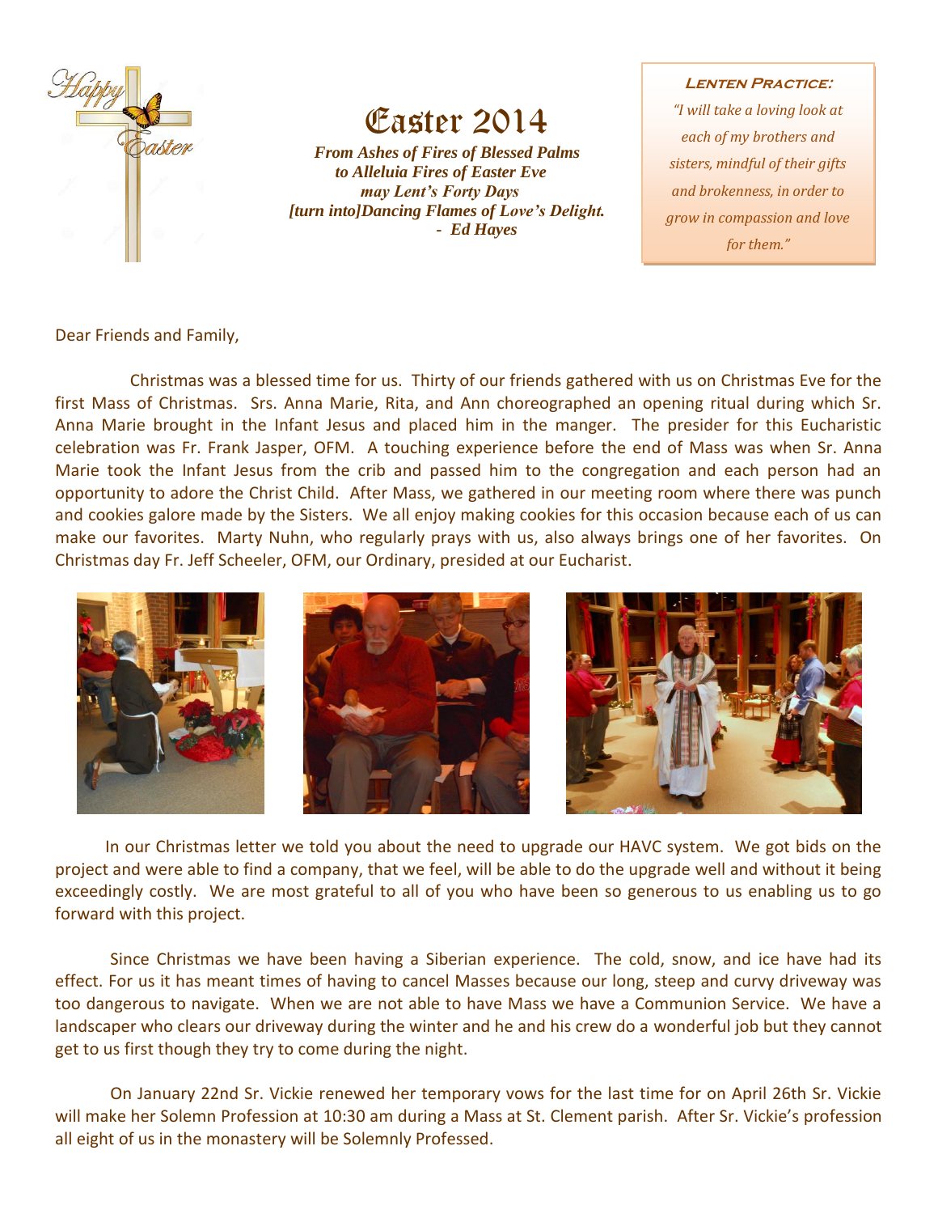# Easter 2014

***From Ashes of Fires of Blessed Palms***
***to Alleluia Fires of Easter Eve***
***may Lent's Forty Days***
***[turn into]Dancing Flames of Love's Delight.***
***- Ed Hayes***

**Lenten Practice:**

*"I will take a loving look at each of my brothers and sisters, mindful of their gifts and brokenness, in order to grow in compassion and love for them."*

Dear Friends and Family,

Christmas was a blessed time for us. Thirty of our friends gathered with us on Christmas Eve for the first Mass of Christmas. Srs. Anna Marie, Rita, and Ann choreographed an opening ritual during which Sr. Anna Marie brought in the Infant Jesus and placed him in the manger. The presider for this Eucharistic celebration was Fr. Frank Jasper, OFM. A touching experience before the end of Mass was when Sr. Anna Marie took the Infant Jesus from the crib and passed him to the congregation and each person had an opportunity to adore the Christ Child. After Mass, we gathered in our meeting room where there was punch and cookies galore made by the Sisters. We all enjoy making cookies for this occasion because each of us can make our favorites. Marty Nuhn, who regularly prays with us, also always brings one of her favorites. On Christmas day Fr. Jeff Scheeler, OFM, our Ordinary, presided at our Eucharist.

In our Christmas letter we told you about the need to upgrade our HAVC system. We got bids on the project and were able to find a company, that we feel, will be able to do the upgrade well and without it being exceedingly costly. We are most grateful to all of you who have been so generous to us enabling us to go forward with this project.

Since Christmas we have been having a Siberian experience. The cold, snow, and ice have had its effect. For us it has meant times of having to cancel Masses because our long, steep and curvy driveway was too dangerous to navigate. When we are not able to have Mass we have a Communion Service. We have a landscaper who clears our driveway during the winter and he and his crew do a wonderful job but they cannot get to us first though they try to come during the night.

On January 22nd Sr. Vickie renewed her temporary vows for the last time for on April 26th Sr. Vickie will make her Solemn Profession at 10:30 am during a Mass at St. Clement parish. After Sr. Vickie's profession all eight of us in the monastery will be Solemnly Professed.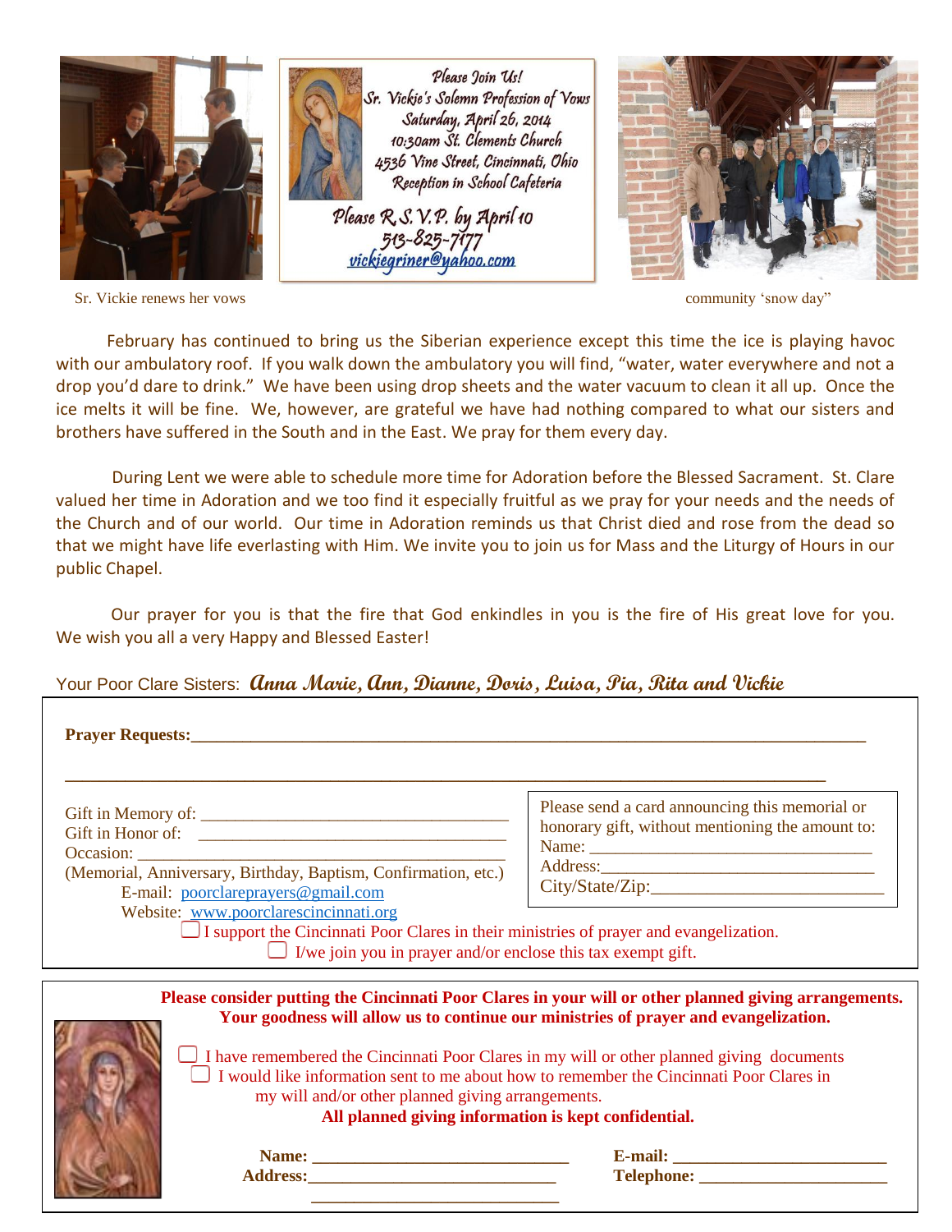Please Join Us!
Sr. Vickie's Solemn Profession of Vows
Saturday, April 26, 2014
10:30am St. Clements Church
4536 Vine Street, Cincinnati, Ohio
Reception in School Cafeteria

Please R.S.V.P. by April 10
513-825-7177
vickiegriner@yahoo.com

Sr. Vickie renews her vows

community 'snow day"

February has continued to bring us the Siberian experience except this time the ice is playing havoc with our ambulatory roof. If you walk down the ambulatory you will find, "water, water everywhere and not a drop you'd dare to drink." We have been using drop sheets and the water vacuum to clean it all up. Once the ice melts it will be fine. We, however, are grateful we have had nothing compared to what our sisters and brothers have suffered in the South and in the East. We pray for them every day.

During Lent we were able to schedule more time for Adoration before the Blessed Sacrament. St. Clare valued her time in Adoration and we too find it especially fruitful as we pray for your needs and the needs of the Church and of our world. Our time in Adoration reminds us that Christ died and rose from the dead so that we might have life everlasting with Him. We invite you to join us for Mass and the Liturgy of Hours in our public Chapel.

Our prayer for you is that the fire that God enkindles in you is the fire of His great love for you. We wish you all a very Happy and Blessed Easter!

Your Poor Clare Sisters: **Anna Marie, Ann, Dianne, Doris, Luisa, Pia, Rita and Vickie**

**Prayer Requests:**______________________________________________________________

______________________________________________________________

Gift in Memory of: ______________________________
Gift in Honor of: ______________________________
Occasion: ______________________________
(Memorial, Anniversary, Birthday, Baptism, Confirmation, etc.)
E-mail: poorclareprayers@gmail.com
Website: www.poorclarescincinnati.org

Please send a card announcing this memorial or honorary gift, without mentioning the amount to:
Name: ______________________________
Address: ______________________________
City/State/Zip: ______________________________

☐ I support the Cincinnati Poor Clares in their ministries of prayer and evangelization.
☐ I/we join you in prayer and/or enclose this tax exempt gift.

**Please consider putting the Cincinnati Poor Clares in your will or other planned giving arrangements. Your goodness will allow us to continue our ministries of prayer and evangelization.**

☐ I have remembered the Cincinnati Poor Clares in my will or other planned giving documents
☐ I would like information sent to me about how to remember the Cincinnati Poor Clares in my will and/or other planned giving arrangements.

**All planned giving information is kept confidential.**

**Name:** ______________________________ **E-mail:** ______________________________
**Address:** ______________________________ **Telephone:** ______________________________
______________________________